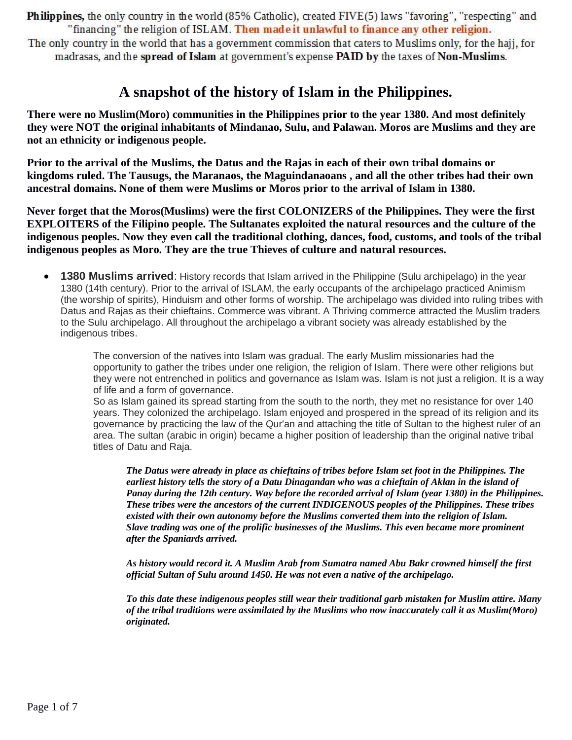**Philippines,** the only country in the world (85% Catholic), created FIVE(5) laws "favoring", "respecting" and "financing" the religion of ISLAM. **Then made it unlawful to finance any other religion.**
The only country in the world that has a government commission that caters to Muslims only, for the hajj, for madrasas, and the **spread of Islam** at government's expense **PAID by** the taxes of **Non-Muslims**.

# A snapshot of the history of Islam in the Philippines.

**There were no Muslim(Moro) communities in the Philippines prior to the year 1380. And most definitely they were NOT the original inhabitants of Mindanao, Sulu, and Palawan. Moros are Muslims and they are not an ethnicity or indigenous people.**

**Prior to the arrival of the Muslims, the Datus and the Rajas in each of their own tribal domains or kingdoms ruled. The Tausugs, the Maranaos, the Maguindanaoans , and all the other tribes had their own ancestral domains. None of them were Muslims or Moros prior to the arrival of Islam in 1380.**

**Never forget that the Moros(Muslims) were the first COLONIZERS of the Philippines. They were the first EXPLOITERS of the Filipino people. The Sultanates exploited the natural resources and the culture of the indigenous peoples. Now they even call the traditional clothing, dances, food, customs, and tools of the tribal indigenous peoples as Moro. They are the true Thieves of culture and natural resources.**

- **1380 Muslims arrived**: History records that Islam arrived in the Philippine (Sulu archipelago) in the year 1380 (14th century). Prior to the arrival of ISLAM, the early occupants of the archipelago practiced Animism (the worship of spirits), Hinduism and other forms of worship. The archipelago was divided into ruling tribes with Datus and Rajas as their chieftains. Commerce was vibrant. A Thriving commerce attracted the Muslim traders to the Sulu archipelago. All throughout the archipelago a vibrant society was already established by the indigenous tribes.

  The conversion of the natives into Islam was gradual. The early Muslim missionaries had the opportunity to gather the tribes under one religion, the religion of Islam. There were other religions but they were not entrenched in politics and governance as Islam was. Islam is not just a religion. It is a way of life and a form of governance.
  So as Islam gained its spread starting from the south to the north, they met no resistance for over 140 years. They colonized the archipelago. Islam enjoyed and prospered in the spread of its religion and its governance by practicing the law of the Qur'an and attaching the title of Sultan to the highest ruler of an area. The sultan (arabic in origin) became a higher position of leadership than the original native tribal titles of Datu and Raja.

  ***The Datus were already in place as chieftains of tribes before Islam set foot in the Philippines. The earliest history tells the story of a Datu Dinagandan who was a chieftain of Aklan in the island of Panay during the 12th century. Way before the recorded arrival of Islam (year 1380) in the Philippines. These tribes were the ancestors of the current INDIGENOUS peoples of the Philippines. These tribes existed with their own autonomy before the Muslims converted them into the religion of Islam.***
  ***Slave trading was one of the prolific businesses of the Muslims. This even became more prominent after the Spaniards arrived.***

  ***As history would record it. A Muslim Arab from Sumatra named Abu Bakr crowned himself the first official Sultan of Sulu around 1450. He was not even a native of the archipelago.***

  ***To this date these indigenous peoples still wear their traditional garb mistaken for Muslim attire. Many of the tribal traditions were assimilated by the Muslims who now inaccurately call it as Muslim(Moro) originated.***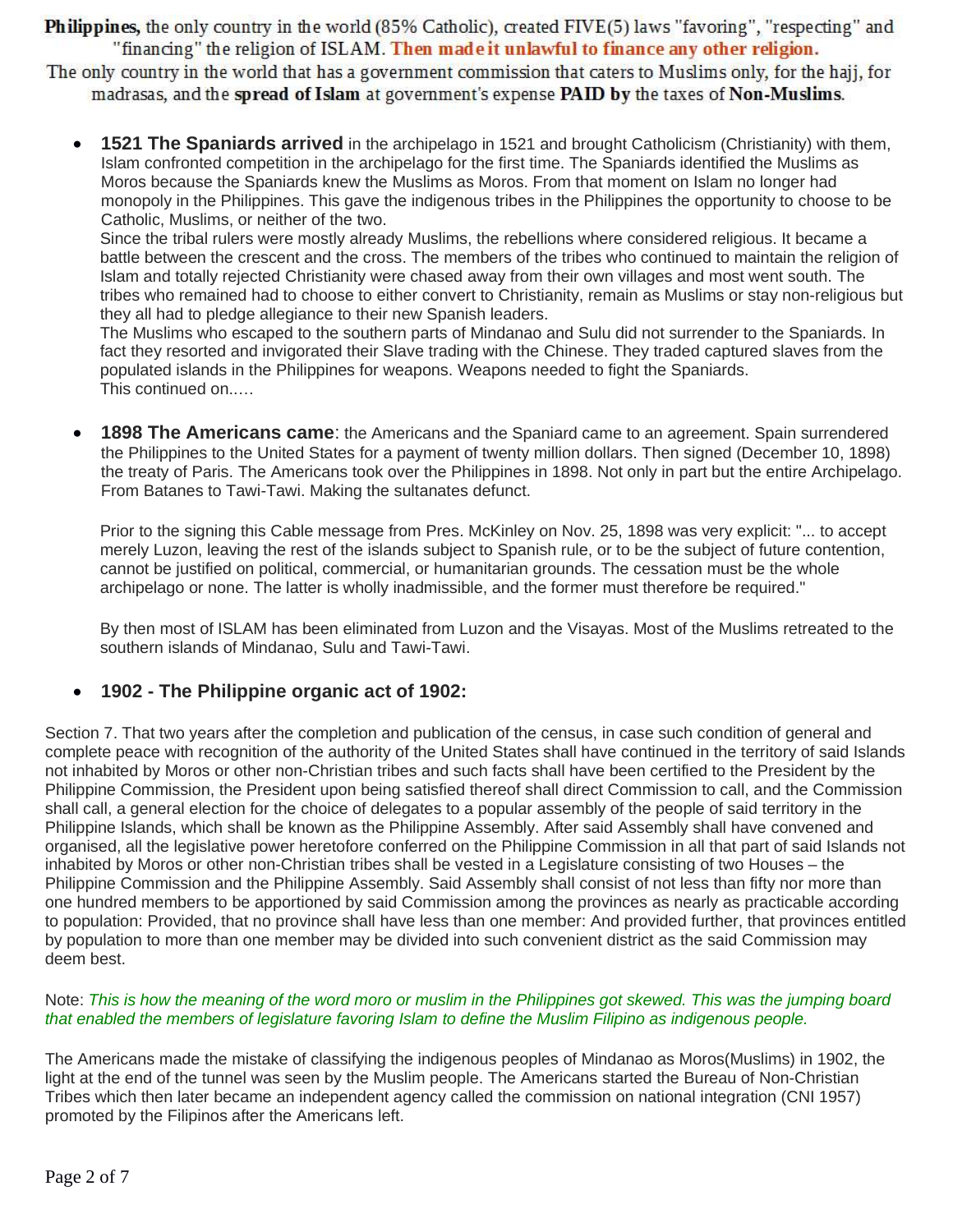**Philippines,** the only country in the world (85% Catholic), created FIVE(5) laws "favoring", "respecting" and "financing" the religion of ISLAM. **Then made it unlawful to finance any other religion.**
The only country in the world that has a government commission that caters to Muslims only, for the hajj, for madrasas, and the **spread of Islam** at government's expense **PAID by** the taxes of **Non-Muslims**.

- **1521 The Spaniards arrived** in the archipelago in 1521 and brought Catholicism (Christianity) with them, Islam confronted competition in the archipelago for the first time. The Spaniards identified the Muslims as Moros because the Spaniards knew the Muslims as Moros. From that moment on Islam no longer had monopoly in the Philippines. This gave the indigenous tribes in the Philippines the opportunity to choose to be Catholic, Muslims, or neither of the two.
  Since the tribal rulers were mostly already Muslims, the rebellions where considered religious. It became a battle between the crescent and the cross. The members of the tribes who continued to maintain the religion of Islam and totally rejected Christianity were chased away from their own villages and most went south. The tribes who remained had to choose to either convert to Christianity, remain as Muslims or stay non-religious but they all had to pledge allegiance to their new Spanish leaders.
  The Muslims who escaped to the southern parts of Mindanao and Sulu did not surrender to the Spaniards. In fact they resorted and invigorated their Slave trading with the Chinese. They traded captured slaves from the populated islands in the Philippines for weapons. Weapons needed to fight the Spaniards.
  This continued on.….

- **1898 The Americans came**: the Americans and the Spaniard came to an agreement. Spain surrendered the Philippines to the United States for a payment of twenty million dollars. Then signed (December 10, 1898) the treaty of Paris. The Americans took over the Philippines in 1898. Not only in part but the entire Archipelago. From Batanes to Tawi-Tawi. Making the sultanates defunct.

  Prior to the signing this Cable message from Pres. McKinley on Nov. 25, 1898 was very explicit: "... to accept merely Luzon, leaving the rest of the islands subject to Spanish rule, or to be the subject of future contention, cannot be justified on political, commercial, or humanitarian grounds. The cessation must be the whole archipelago or none. The latter is wholly inadmissible, and the former must therefore be required."

  By then most of ISLAM has been eliminated from Luzon and the Visayas. Most of the Muslims retreated to the southern islands of Mindanao, Sulu and Tawi-Tawi.

- **1902 - The Philippine organic act of 1902:**

Section 7. That two years after the completion and publication of the census, in case such condition of general and complete peace with recognition of the authority of the United States shall have continued in the territory of said Islands not inhabited by Moros or other non-Christian tribes and such facts shall have been certified to the President by the Philippine Commission, the President upon being satisfied thereof shall direct Commission to call, and the Commission shall call, a general election for the choice of delegates to a popular assembly of the people of said territory in the Philippine Islands, which shall be known as the Philippine Assembly. After said Assembly shall have convened and organised, all the legislative power heretofore conferred on the Philippine Commission in all that part of said Islands not inhabited by Moros or other non-Christian tribes shall be vested in a Legislature consisting of two Houses – the Philippine Commission and the Philippine Assembly. Said Assembly shall consist of not less than fifty nor more than one hundred members to be apportioned by said Commission among the provinces as nearly as practicable according to population: Provided, that no province shall have less than one member: And provided further, that provinces entitled by population to more than one member may be divided into such convenient district as the said Commission may deem best.

Note: *This is how the meaning of the word moro or muslim in the Philippines got skewed. This was the jumping board that enabled the members of legislature favoring Islam to define the Muslim Filipino as indigenous people.*

The Americans made the mistake of classifying the indigenous peoples of Mindanao as Moros(Muslims) in 1902, the light at the end of the tunnel was seen by the Muslim people. The Americans started the Bureau of Non-Christian Tribes which then later became an independent agency called the commission on national integration (CNI 1957) promoted by the Filipinos after the Americans left.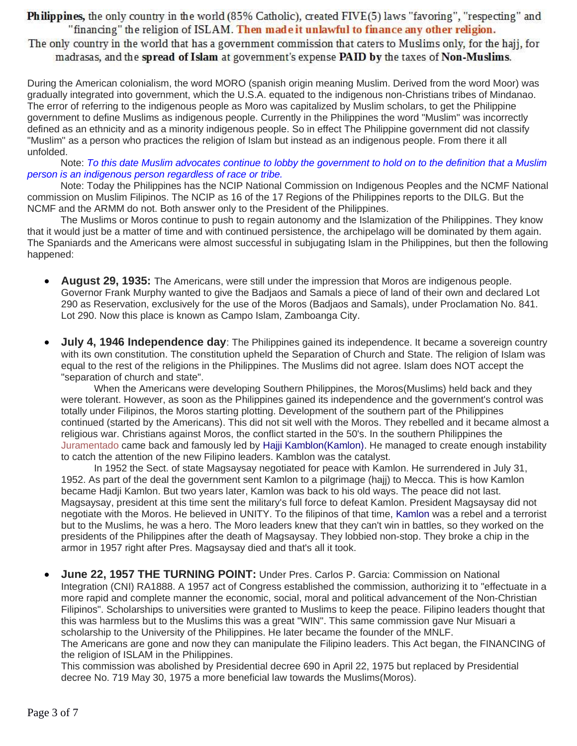**Philippines,** the only country in the world (85% Catholic), created FIVE(5) laws "favoring", "respecting" and "financing" the religion of ISLAM. **Then made it unlawful to finance any other religion.**
The only country in the world that has a government commission that caters to Muslims only, for the hajj, for madrasas, and the **spread of Islam** at government's expense **PAID by** the taxes of **Non-Muslims**.

During the American colonialism, the word MORO (spanish origin meaning Muslim. Derived from the word Moor) was gradually integrated into government, which the U.S.A. equated to the indigenous non-Christians tribes of Mindanao. The error of referring to the indigenous people as Moro was capitalized by Muslim scholars, to get the Philippine government to define Muslims as indigenous people. Currently in the Philippines the word "Muslim" was incorrectly defined as an ethnicity and as a minority indigenous people. So in effect The Philippine government did not classify "Muslim" as a person who practices the religion of Islam but instead as an indigenous people. From there it all unfolded.

Note: *To this date Muslim advocates continue to lobby the government to hold on to the definition that a Muslim person is an indigenous person regardless of race or tribe.*

Note: Today the Philippines has the NCIP National Commission on Indigenous Peoples and the NCMF National commission on Muslim Filipinos. The NCIP as 16 of the 17 Regions of the Philippines reports to the DILG. But the NCMF and the ARMM do not. Both answer only to the President of the Philippines.

The Muslims or Moros continue to push to regain autonomy and the Islamization of the Philippines. They know that it would just be a matter of time and with continued persistence, the archipelago will be dominated by them again. The Spaniards and the Americans were almost successful in subjugating Islam in the Philippines, but then the following happened:

- **August 29, 1935:** The Americans, were still under the impression that Moros are indigenous people. Governor Frank Murphy wanted to give the Badjaos and Samals a piece of land of their own and declared Lot 290 as Reservation, exclusively for the use of the Moros (Badjaos and Samals), under Proclamation No. 841. Lot 290. Now this place is known as Campo Islam, Zamboanga City.

- **July 4, 1946 Independence day**: The Philippines gained its independence. It became a sovereign country with its own constitution. The constitution upheld the Separation of Church and State. The religion of Islam was equal to the rest of the religions in the Philippines. The Muslims did not agree. Islam does NOT accept the "separation of church and state".

  When the Americans were developing Southern Philippines, the Moros(Muslims) held back and they were tolerant. However, as soon as the Philippines gained its independence and the government's control was totally under Filipinos, the Moros starting plotting. Development of the southern part of the Philippines continued (started by the Americans). This did not sit well with the Moros. They rebelled and it became almost a religious war. Christians against Moros, the conflict started in the 50's. In the southern Philippines the Juramentado came back and famously led by Hajji Kamblon(Kamlon). He managed to create enough instability to catch the attention of the new Filipino leaders. Kamblon was the catalyst.

  In 1952 the Sect. of state Magsaysay negotiated for peace with Kamlon. He surrendered in July 31, 1952. As part of the deal the government sent Kamlon to a pilgrimage (hajj) to Mecca. This is how Kamlon became Hadji Kamlon. But two years later, Kamlon was back to his old ways. The peace did not last. Magsaysay, president at this time sent the military's full force to defeat Kamlon. President Magsaysay did not negotiate with the Moros. He believed in UNITY. To the filipinos of that time, Kamlon was a rebel and a terrorist but to the Muslims, he was a hero. The Moro leaders knew that they can't win in battles, so they worked on the presidents of the Philippines after the death of Magsaysay. They lobbied non-stop. They broke a chip in the armor in 1957 right after Pres. Magsaysay died and that's all it took.

- **June 22, 1957 THE TURNING POINT:** Under Pres. Carlos P. Garcia: Commission on National Integration (CNI) RA1888. A 1957 act of Congress established the commission, authorizing it to "effectuate in a more rapid and complete manner the economic, social, moral and political advancement of the Non-Christian Filipinos". Scholarships to universities were granted to Muslims to keep the peace. Filipino leaders thought that this was harmless but to the Muslims this was a great "WIN". This same commission gave Nur Misuari a scholarship to the University of the Philippines. He later became the founder of the MNLF.
  The Americans are gone and now they can manipulate the Filipino leaders. This Act began, the FINANCING of the religion of ISLAM in the Philippines.
  This commission was abolished by Presidential decree 690 in April 22, 1975 but replaced by Presidential decree No. 719 May 30, 1975 a more beneficial law towards the Muslims(Moros).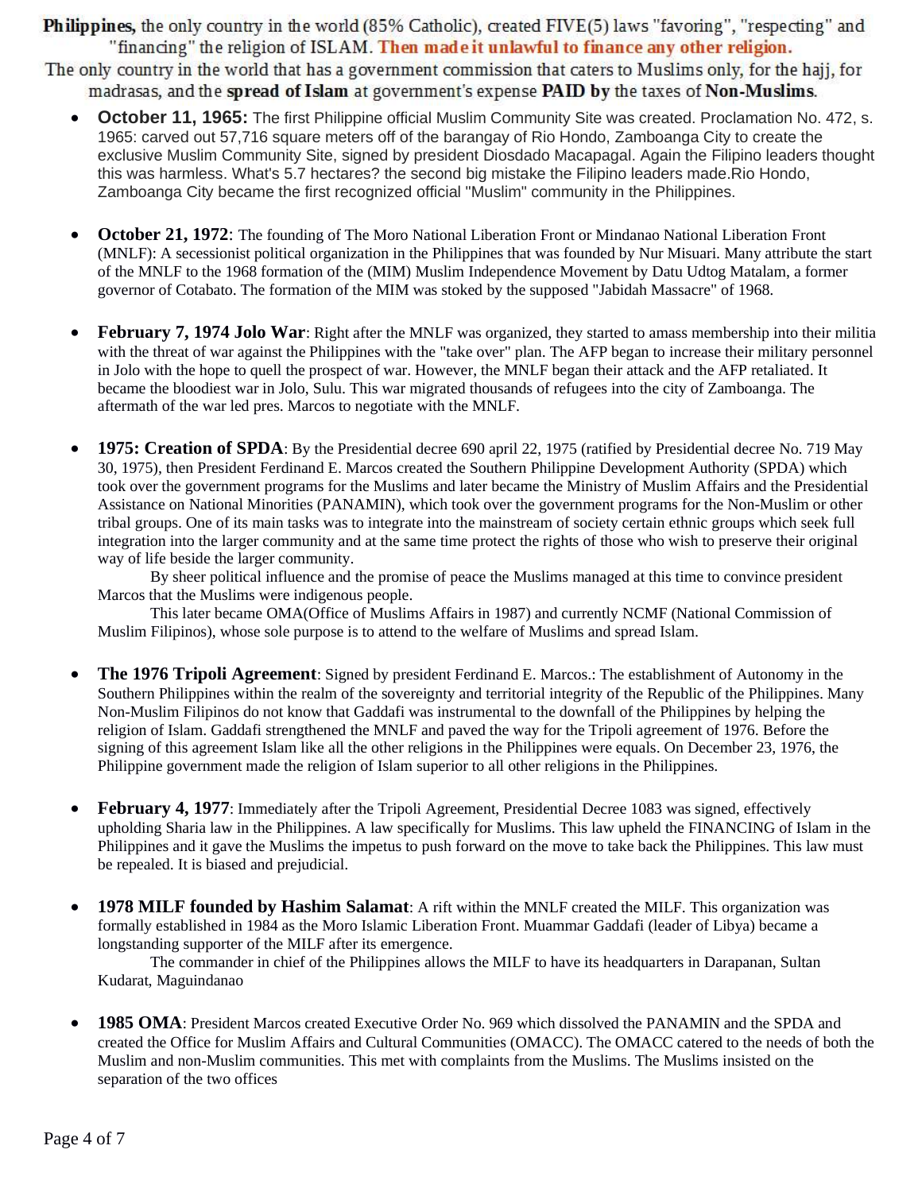**Philippines,** the only country in the world (85% Catholic), created FIVE(5) laws "favoring", "respecting" and "financing" the religion of ISLAM. **Then made it unlawful to finance any other religion.**
The only country in the world that has a government commission that caters to Muslims only, for the hajj, for madrasas, and the **spread of Islam** at government's expense **PAID by** the taxes of **Non-Muslims**.

- **October 11, 1965:** The first Philippine official Muslim Community Site was created. Proclamation No. 472, s. 1965: carved out 57,716 square meters off of the barangay of Rio Hondo, Zamboanga City to create the exclusive Muslim Community Site, signed by president Diosdado Macapagal. Again the Filipino leaders thought this was harmless. What's 5.7 hectares? the second big mistake the Filipino leaders made.Rio Hondo, Zamboanga City became the first recognized official "Muslim" community in the Philippines.

- **October 21, 1972**: The founding of The Moro National Liberation Front or Mindanao National Liberation Front (MNLF): A secessionist political organization in the Philippines that was founded by Nur Misuari. Many attribute the start of the MNLF to the 1968 formation of the (MIM) Muslim Independence Movement by Datu Udtog Matalam, a former governor of Cotabato. The formation of the MIM was stoked by the supposed "Jabidah Massacre" of 1968.

- **February 7, 1974 Jolo War**: Right after the MNLF was organized, they started to amass membership into their militia with the threat of war against the Philippines with the "take over" plan. The AFP began to increase their military personnel in Jolo with the hope to quell the prospect of war. However, the MNLF began their attack and the AFP retaliated. It became the bloodiest war in Jolo, Sulu. This war migrated thousands of refugees into the city of Zamboanga. The aftermath of the war led pres. Marcos to negotiate with the MNLF.

- **1975: Creation of SPDA**: By the Presidential decree 690 april 22, 1975 (ratified by Presidential decree No. 719 May 30, 1975), then President Ferdinand E. Marcos created the Southern Philippine Development Authority (SPDA) which took over the government programs for the Muslims and later became the Ministry of Muslim Affairs and the Presidential Assistance on National Minorities (PANAMIN), which took over the government programs for the Non-Muslim or other tribal groups. One of its main tasks was to integrate into the mainstream of society certain ethnic groups which seek full integration into the larger community and at the same time protect the rights of those who wish to preserve their original way of life beside the larger community.

  By sheer political influence and the promise of peace the Muslims managed at this time to convince president Marcos that the Muslims were indigenous people.

  This later became OMA(Office of Muslims Affairs in 1987) and currently NCMF (National Commission of Muslim Filipinos), whose sole purpose is to attend to the welfare of Muslims and spread Islam.

- **The 1976 Tripoli Agreement**: Signed by president Ferdinand E. Marcos.: The establishment of Autonomy in the Southern Philippines within the realm of the sovereignty and territorial integrity of the Republic of the Philippines. Many Non-Muslim Filipinos do not know that Gaddafi was instrumental to the downfall of the Philippines by helping the religion of Islam. Gaddafi strengthened the MNLF and paved the way for the Tripoli agreement of 1976. Before the signing of this agreement Islam like all the other religions in the Philippines were equals. On December 23, 1976, the Philippine government made the religion of Islam superior to all other religions in the Philippines.

- **February 4, 1977**: Immediately after the Tripoli Agreement, Presidential Decree 1083 was signed, effectively upholding Sharia law in the Philippines. A law specifically for Muslims. This law upheld the FINANCING of Islam in the Philippines and it gave the Muslims the impetus to push forward on the move to take back the Philippines. This law must be repealed. It is biased and prejudicial.

- **1978 MILF founded by Hashim Salamat**: A rift within the MNLF created the MILF. This organization was formally established in 1984 as the Moro Islamic Liberation Front. Muammar Gaddafi (leader of Libya) became a longstanding supporter of the MILF after its emergence.

  The commander in chief of the Philippines allows the MILF to have its headquarters in Darapanan, Sultan Kudarat, Maguindanao

- **1985 OMA**: President Marcos created Executive Order No. 969 which dissolved the PANAMIN and the SPDA and created the Office for Muslim Affairs and Cultural Communities (OMACC). The OMACC catered to the needs of both the Muslim and non-Muslim communities. This met with complaints from the Muslims. The Muslims insisted on the separation of the two offices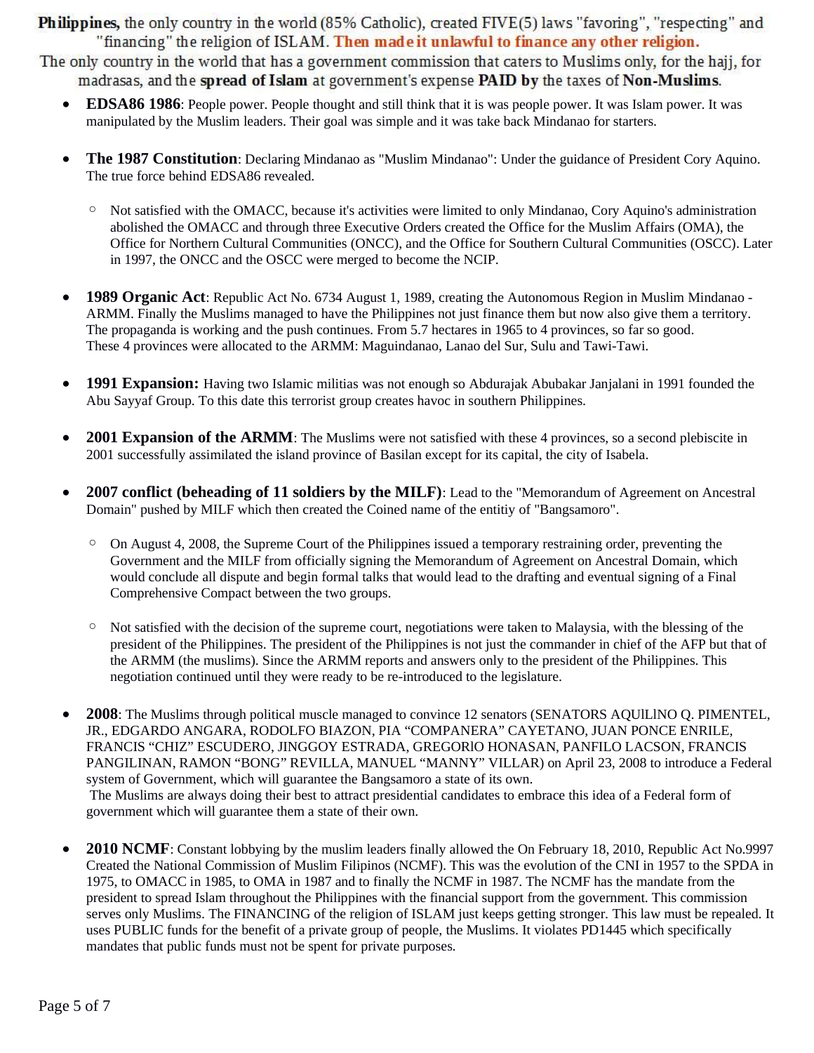**Philippines,** the only country in the world (85% Catholic), created FIVE(5) laws "favoring", "respecting" and "financing" the religion of ISLAM. **Then made it unlawful to finance any other religion.**
The only country in the world that has a government commission that caters to Muslims only, for the hajj, for madrasas, and the **spread of Islam** at government's expense **PAID by** the taxes of **Non-Muslims**.

- **EDSA86 1986**: People power. People thought and still think that it is was people power. It was Islam power. It was manipulated by the Muslim leaders. Their goal was simple and it was take back Mindanao for starters.

- **The 1987 Constitution**: Declaring Mindanao as "Muslim Mindanao": Under the guidance of President Cory Aquino. The true force behind EDSA86 revealed.

  - Not satisfied with the OMACC, because it's activities were limited to only Mindanao, Cory Aquino's administration abolished the OMACC and through three Executive Orders created the Office for the Muslim Affairs (OMA), the Office for Northern Cultural Communities (ONCC), and the Office for Southern Cultural Communities (OSCC). Later in 1997, the ONCC and the OSCC were merged to become the NCIP.

- **1989 Organic Act**: Republic Act No. 6734 August 1, 1989, creating the Autonomous Region in Muslim Mindanao - ARMM. Finally the Muslims managed to have the Philippines not just finance them but now also give them a territory. The propaganda is working and the push continues. From 5.7 hectares in 1965 to 4 provinces, so far so good.
  These 4 provinces were allocated to the ARMM: Maguindanao, Lanao del Sur, Sulu and Tawi-Tawi.

- **1991 Expansion:** Having two Islamic militias was not enough so Abdurajak Abubakar Janjalani in 1991 founded the Abu Sayyaf Group. To this date this terrorist group creates havoc in southern Philippines.

- **2001 Expansion of the ARMM**: The Muslims were not satisfied with these 4 provinces, so a second plebiscite in 2001 successfully assimilated the island province of Basilan except for its capital, the city of Isabela.

- **2007 conflict (beheading of 11 soldiers by the MILF)**: Lead to the "Memorandum of Agreement on Ancestral Domain" pushed by MILF which then created the Coined name of the entitiy of "Bangsamoro".

  - On August 4, 2008, the Supreme Court of the Philippines issued a temporary restraining order, preventing the Government and the MILF from officially signing the Memorandum of Agreement on Ancestral Domain, which would conclude all dispute and begin formal talks that would lead to the drafting and eventual signing of a Final Comprehensive Compact between the two groups.

  - Not satisfied with the decision of the supreme court, negotiations were taken to Malaysia, with the blessing of the president of the Philippines. The president of the Philippines is not just the commander in chief of the AFP but that of the ARMM (the muslims). Since the ARMM reports and answers only to the president of the Philippines. This negotiation continued until they were ready to be re-introduced to the legislature.

- **2008**: The Muslims through political muscle managed to convince 12 senators (SENATORS AQUILINO Q. PIMENTEL, JR., EDGARDO ANGARA, RODOLFO BIAZON, PIA "COMPANERA" CAYETANO, JUAN PONCE ENRILE, FRANCIS "CHIZ" ESCUDERO, JINGGOY ESTRADA, GREGORIO HONASAN, PANFILO LACSON, FRANCIS PANGILINAN, RAMON "BONG" REVILLA, MANUEL "MANNY" VILLAR) on April 23, 2008 to introduce a Federal system of Government, which will guarantee the Bangsamoro a state of its own.
  The Muslims are always doing their best to attract presidential candidates to embrace this idea of a Federal form of government which will guarantee them a state of their own.

- **2010 NCMF**: Constant lobbying by the muslim leaders finally allowed the On February 18, 2010, Republic Act No.9997 Created the National Commission of Muslim Filipinos (NCMF). This was the evolution of the CNI in 1957 to the SPDA in 1975, to OMACC in 1985, to OMA in 1987 and to finally the NCMF in 1987. The NCMF has the mandate from the president to spread Islam throughout the Philippines with the financial support from the government. This commission serves only Muslims. The FINANCING of the religion of ISLAM just keeps getting stronger. This law must be repealed. It uses PUBLIC funds for the benefit of a private group of people, the Muslims. It violates PD1445 which specifically mandates that public funds must not be spent for private purposes.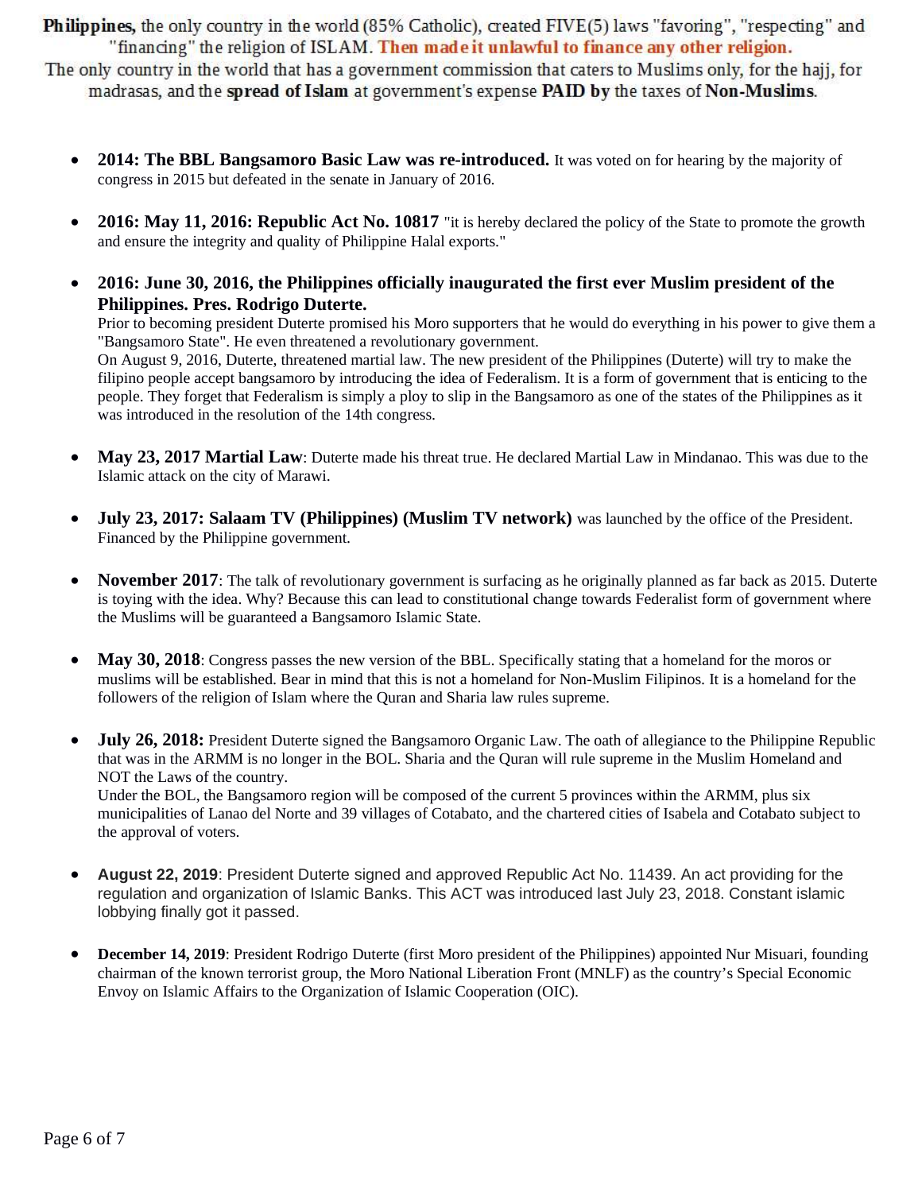**Philippines,** the only country in the world (85% Catholic), created FIVE(5) laws "favoring", "respecting" and "financing" the religion of ISLAM. **Then made it unlawful to finance any other religion.**
The only country in the world that has a government commission that caters to Muslims only, for the hajj, for madrasas, and the **spread of Islam** at government's expense **PAID by** the taxes of **Non-Muslims**.

- **2014: The BBL Bangsamoro Basic Law was re-introduced.** It was voted on for hearing by the majority of congress in 2015 but defeated in the senate in January of 2016.

- **2016: May 11, 2016: Republic Act No. 10817** "it is hereby declared the policy of the State to promote the growth and ensure the integrity and quality of Philippine Halal exports."

- **2016: June 30, 2016, the Philippines officially inaugurated the first ever Muslim president of the Philippines. Pres. Rodrigo Duterte.**
  Prior to becoming president Duterte promised his Moro supporters that he would do everything in his power to give them a "Bangsamoro State". He even threatened a revolutionary government.
  On August 9, 2016, Duterte, threatened martial law. The new president of the Philippines (Duterte) will try to make the filipino people accept bangsamoro by introducing the idea of Federalism. It is a form of government that is enticing to the people. They forget that Federalism is simply a ploy to slip in the Bangsamoro as one of the states of the Philippines as it was introduced in the resolution of the 14th congress.

- **May 23, 2017 Martial Law**: Duterte made his threat true. He declared Martial Law in Mindanao. This was due to the Islamic attack on the city of Marawi.

- **July 23, 2017: Salaam TV (Philippines) (Muslim TV network)** was launched by the office of the President. Financed by the Philippine government.

- **November 2017**: The talk of revolutionary government is surfacing as he originally planned as far back as 2015. Duterte is toying with the idea. Why? Because this can lead to constitutional change towards Federalist form of government where the Muslims will be guaranteed a Bangsamoro Islamic State.

- **May 30, 2018**: Congress passes the new version of the BBL. Specifically stating that a homeland for the moros or muslims will be established. Bear in mind that this is not a homeland for Non-Muslim Filipinos. It is a homeland for the followers of the religion of Islam where the Quran and Sharia law rules supreme.

- **July 26, 2018:** President Duterte signed the Bangsamoro Organic Law. The oath of allegiance to the Philippine Republic that was in the ARMM is no longer in the BOL. Sharia and the Quran will rule supreme in the Muslim Homeland and NOT the Laws of the country.
  Under the BOL, the Bangsamoro region will be composed of the current 5 provinces within the ARMM, plus six municipalities of Lanao del Norte and 39 villages of Cotabato, and the chartered cities of Isabela and Cotabato subject to the approval of voters.

- **August 22, 2019**: President Duterte signed and approved Republic Act No. 11439. An act providing for the regulation and organization of Islamic Banks. This ACT was introduced last July 23, 2018. Constant islamic lobbying finally got it passed.

- **December 14, 2019**: President Rodrigo Duterte (first Moro president of the Philippines) appointed Nur Misuari, founding chairman of the known terrorist group, the Moro National Liberation Front (MNLF) as the country's Special Economic Envoy on Islamic Affairs to the Organization of Islamic Cooperation (OIC).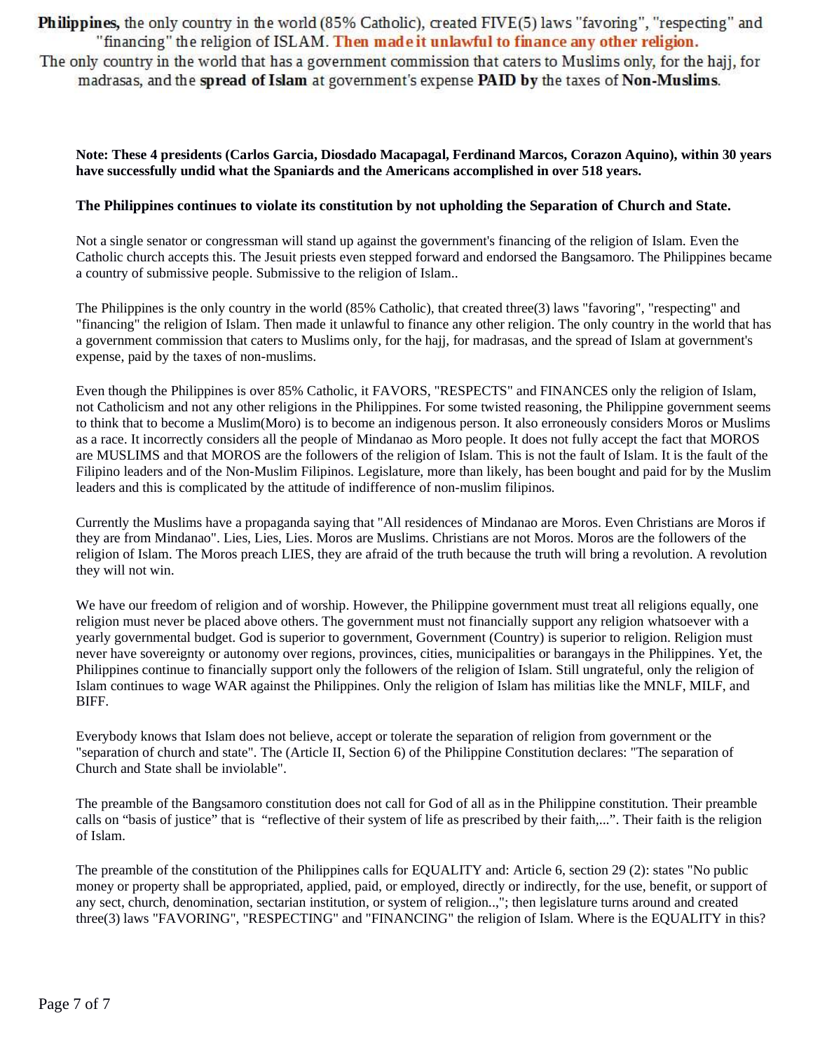**Philippines,** the only country in the world (85% Catholic), created FIVE(5) laws "favoring", "respecting" and "financing" the religion of ISLAM. **Then made it unlawful to finance any other religion.** The only country in the world that has a government commission that caters to Muslims only, for the hajj, for madrasas, and the **spread of Islam** at government's expense **PAID by** the taxes of **Non-Muslims**.

**Note: These 4 presidents (Carlos Garcia, Diosdado Macapagal, Ferdinand Marcos, Corazon Aquino), within 30 years have successfully undid what the Spaniards and the Americans accomplished in over 518 years.**

**The Philippines continues to violate its constitution by not upholding the Separation of Church and State.**

Not a single senator or congressman will stand up against the government's financing of the religion of Islam. Even the Catholic church accepts this. The Jesuit priests even stepped forward and endorsed the Bangsamoro. The Philippines became a country of submissive people. Submissive to the religion of Islam..

The Philippines is the only country in the world (85% Catholic), that created three(3) laws "favoring", "respecting" and "financing" the religion of Islam. Then made it unlawful to finance any other religion. The only country in the world that has a government commission that caters to Muslims only, for the hajj, for madrasas, and the spread of Islam at government's expense, paid by the taxes of non-muslims.

Even though the Philippines is over 85% Catholic, it FAVORS, "RESPECTS" and FINANCES only the religion of Islam, not Catholicism and not any other religions in the Philippines. For some twisted reasoning, the Philippine government seems to think that to become a Muslim(Moro) is to become an indigenous person. It also erroneously considers Moros or Muslims as a race. It incorrectly considers all the people of Mindanao as Moro people. It does not fully accept the fact that MOROS are MUSLIMS and that MOROS are the followers of the religion of Islam. This is not the fault of Islam. It is the fault of the Filipino leaders and of the Non-Muslim Filipinos. Legislature, more than likely, has been bought and paid for by the Muslim leaders and this is complicated by the attitude of indifference of non-muslim filipinos.

Currently the Muslims have a propaganda saying that "All residences of Mindanao are Moros. Even Christians are Moros if they are from Mindanao". Lies, Lies, Lies. Moros are Muslims. Christians are not Moros. Moros are the followers of the religion of Islam. The Moros preach LIES, they are afraid of the truth because the truth will bring a revolution. A revolution they will not win.

We have our freedom of religion and of worship. However, the Philippine government must treat all religions equally, one religion must never be placed above others. The government must not financially support any religion whatsoever with a yearly governmental budget. God is superior to government, Government (Country) is superior to religion. Religion must never have sovereignty or autonomy over regions, provinces, cities, municipalities or barangays in the Philippines. Yet, the Philippines continue to financially support only the followers of the religion of Islam. Still ungrateful, only the religion of Islam continues to wage WAR against the Philippines. Only the religion of Islam has militias like the MNLF, MILF, and BIFF.

Everybody knows that Islam does not believe, accept or tolerate the separation of religion from government or the "separation of church and state". The (Article II, Section 6) of the Philippine Constitution declares: "The separation of Church and State shall be inviolable".

The preamble of the Bangsamoro constitution does not call for God of all as in the Philippine constitution. Their preamble calls on "basis of justice" that is "reflective of their system of life as prescribed by their faith,...". Their faith is the religion of Islam.

The preamble of the constitution of the Philippines calls for EQUALITY and: Article 6, section 29 (2): states "No public money or property shall be appropriated, applied, paid, or employed, directly or indirectly, for the use, benefit, or support of any sect, church, denomination, sectarian institution, or system of religion..,"; then legislature turns around and created three(3) laws "FAVORING", "RESPECTING" and "FINANCING" the religion of Islam. Where is the EQUALITY in this?